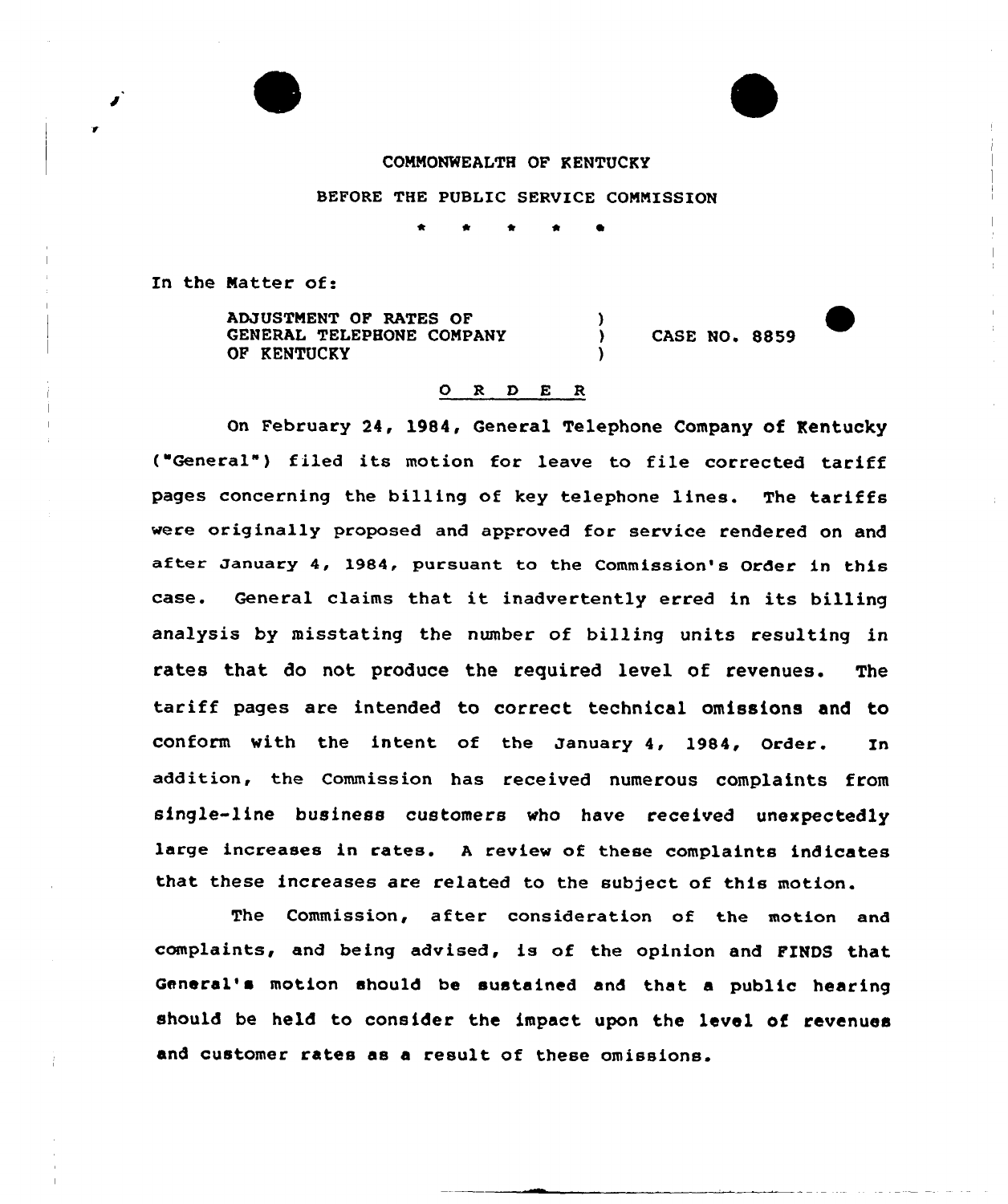COMMONWEALTH OF KENTUCKY

BEFORE THE PUBLIC SERVICE COMMISSION

\* \* \* \* \*

In the Matter of:

| | | |
|---|---|---|
| ADJUSTMENT OF RATES OF GENERAL TELEPHONE COMPANY OF KENTUCKY | ) ) ) | CASE NO. 8859 |

O R D E R

On February 24, 1984, General Telephone Company of Kentucky ("General") filed its motion for leave to file corrected tariff pages concerning the billing of key telephone lines. The tariffs were originally proposed and approved for service rendered on and after January 4, 1984, pursuant to the Commission's Order in this case. General claims that it inadvertently erred in its billing analysis by misstating the number of billing units resulting in rates that do not produce the required level of revenues. The tariff pages are intended to correct technical omissions and to conform with the intent of the January 4, 1984, Order. In addition, the Commission has received numerous complaints from single-line business customers who have received unexpectedly large increases in rates. A review of these complaints indicates that these increases are related to the subject of this motion.

The Commission, after consideration of the motion and complaints, and being advised, is of the opinion and FINDS that General's motion should be sustained and that a public hearing should be held to consider the impact upon the level of revenues and customer rates as a result of these omissions.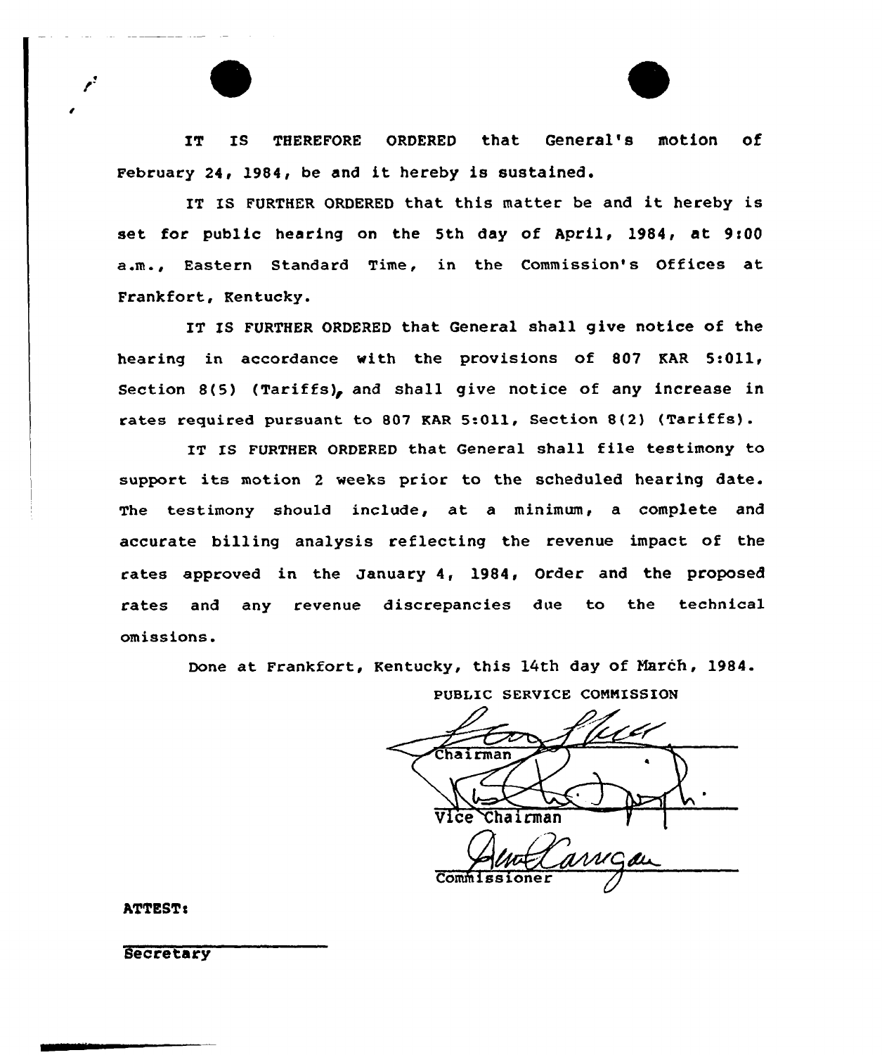IT IS THEREFORE ORDERED that General's motion of February 24, 1984, be and it hereby is sustained.

IT IS FURTHER ORDERED that this matter be and it hereby is set for public hearing on the 5th day of April, 1984, at 9:00 a.m., Eastern Standard Time, in the Commission's Offices at Frankfort, Kentucky.

IT IS FURTHER ORDERED that General shall give notice of the hearing in accordance with the provisions of 807 KAR 5:011, Section 8(5) (Tariffs), and shall give notice of any increase in rates required pursuant to 807 KAR 5:011, Section 8(2) (Tariffs).

IT IS FURTHER ORDERED that General shall file testimony to support its motion 2 weeks prior to the scheduled hearing date. The testimony should include, at a minimum, a complete and accurate billing analysis reflecting the revenue impact of the rates approved in the January 4, 1984, Order and the proposed rates and any revenue discrepancies due to the technical omissions.

Done at Frankfort, Kentucky, this 14th day of March, 1984.

PUBLIC SERVICE COMMISSION

Chairman

Vice Chairman

Commissioner

ATTEST:

Secretary